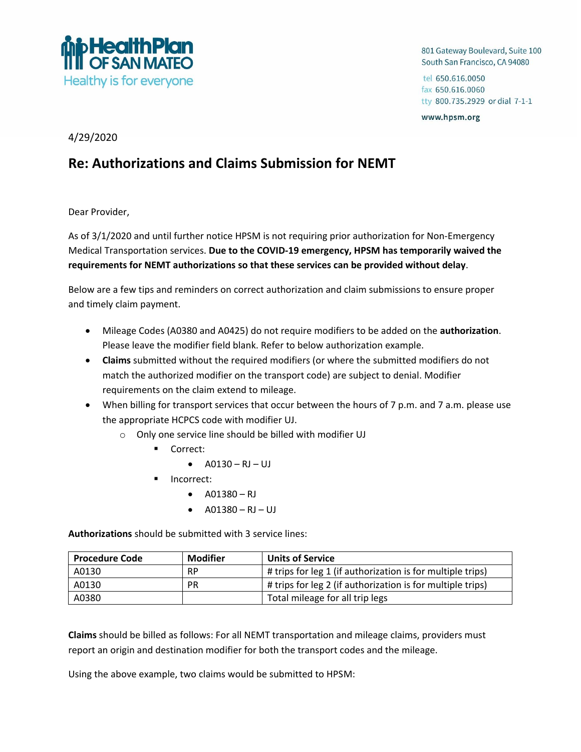HealthPlan OF SAN MATEO
Healthy is for everyone

801 Gateway Boulevard, Suite 100
South San Francisco, CA 94080

tel 650.616.0050
fax 650.616.0060
tty 800.735.2929 or dial 7-1-1

www.hpsm.org

4/29/2020

## Re: Authorizations and Claims Submission for NEMT

Dear Provider,

As of 3/1/2020 and until further notice HPSM is not requiring prior authorization for Non-Emergency Medical Transportation services. **Due to the COVID-19 emergency, HPSM has temporarily waived the requirements for NEMT authorizations so that these services can be provided without delay**.

Below are a few tips and reminders on correct authorization and claim submissions to ensure proper and timely claim payment.

- Mileage Codes (A0380 and A0425) do not require modifiers to be added on the **authorization**. Please leave the modifier field blank. Refer to below authorization example.
- **Claims** submitted without the required modifiers (or where the submitted modifiers do not match the authorized modifier on the transport code) are subject to denial. Modifier requirements on the claim extend to mileage.
- When billing for transport services that occur between the hours of 7 p.m. and 7 a.m. please use the appropriate HCPCS code with modifier UJ.
    - Only one service line should be billed with modifier UJ
        - Correct:
            - A0130 – RJ – UJ
        - Incorrect:
            - A01380 – RJ
            - A01380 – RJ – UJ

**Authorizations** should be submitted with 3 service lines:

| Procedure Code | Modifier | Units of Service |
| --- | --- | --- |
| A0130 | RP | # trips for leg 1 (if authorization is for multiple trips) |
| A0130 | PR | # trips for leg 2 (if authorization is for multiple trips) |
| A0380 | | Total mileage for all trip legs |

**Claims** should be billed as follows: For all NEMT transportation and mileage claims, providers must report an origin and destination modifier for both the transport codes and the mileage.

Using the above example, two claims would be submitted to HPSM: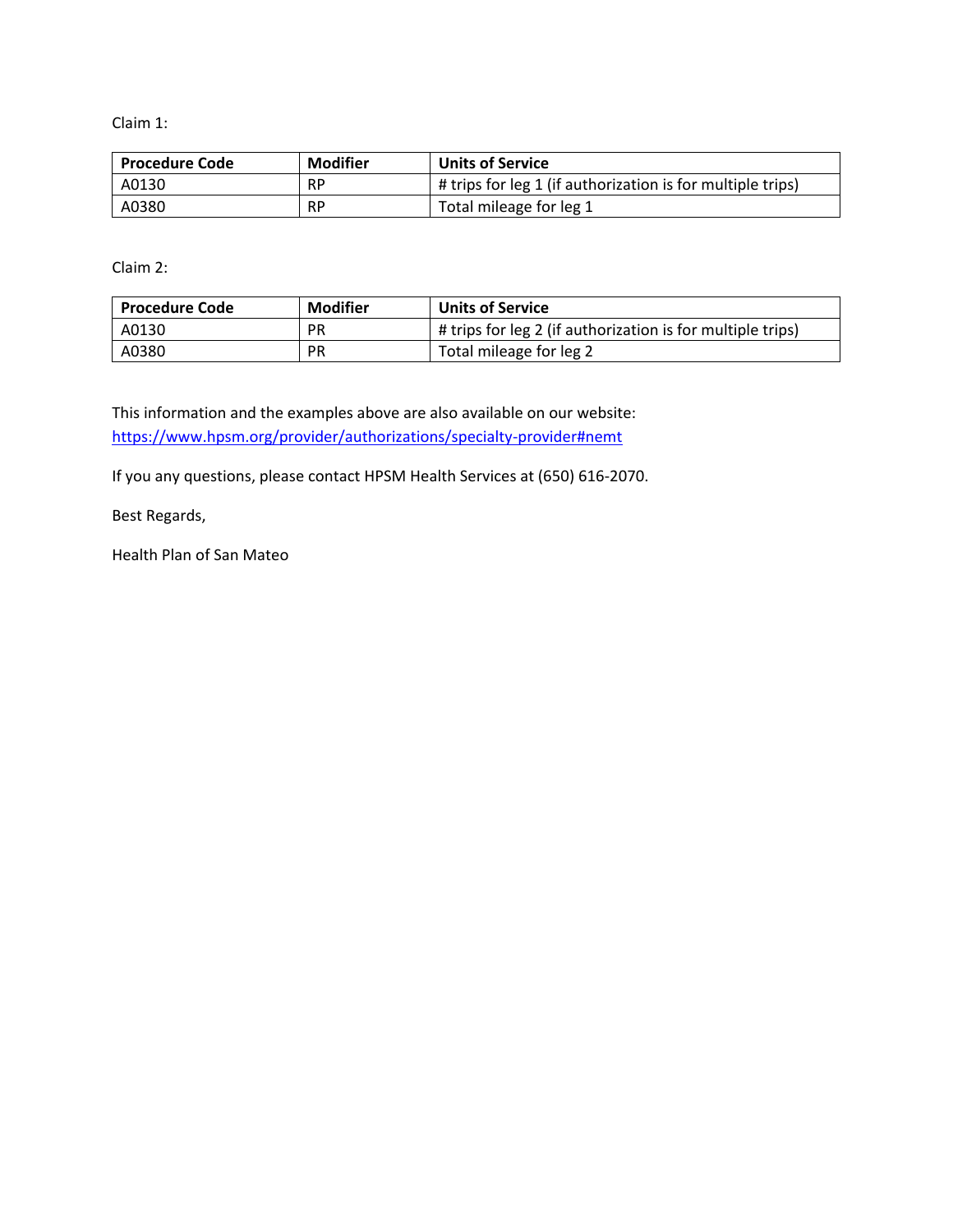Claim 1:

| Procedure Code | Modifier | Units of Service |
| --- | --- | --- |
| A0130 | RP | # trips for leg 1 (if authorization is for multiple trips) |
| A0380 | RP | Total mileage for leg 1 |

Claim 2:

| Procedure Code | Modifier | Units of Service |
| --- | --- | --- |
| A0130 | PR | # trips for leg 2 (if authorization is for multiple trips) |
| A0380 | PR | Total mileage for leg 2 |

This information and the examples above are also available on our website:
[https://www.hpsm.org/provider/authorizations/specialty-provider#nemt](https://www.hpsm.org/provider/authorizations/specialty-provider#nemt)

If you any questions, please contact HPSM Health Services at (650) 616-2070.

Best Regards,

Health Plan of San Mateo